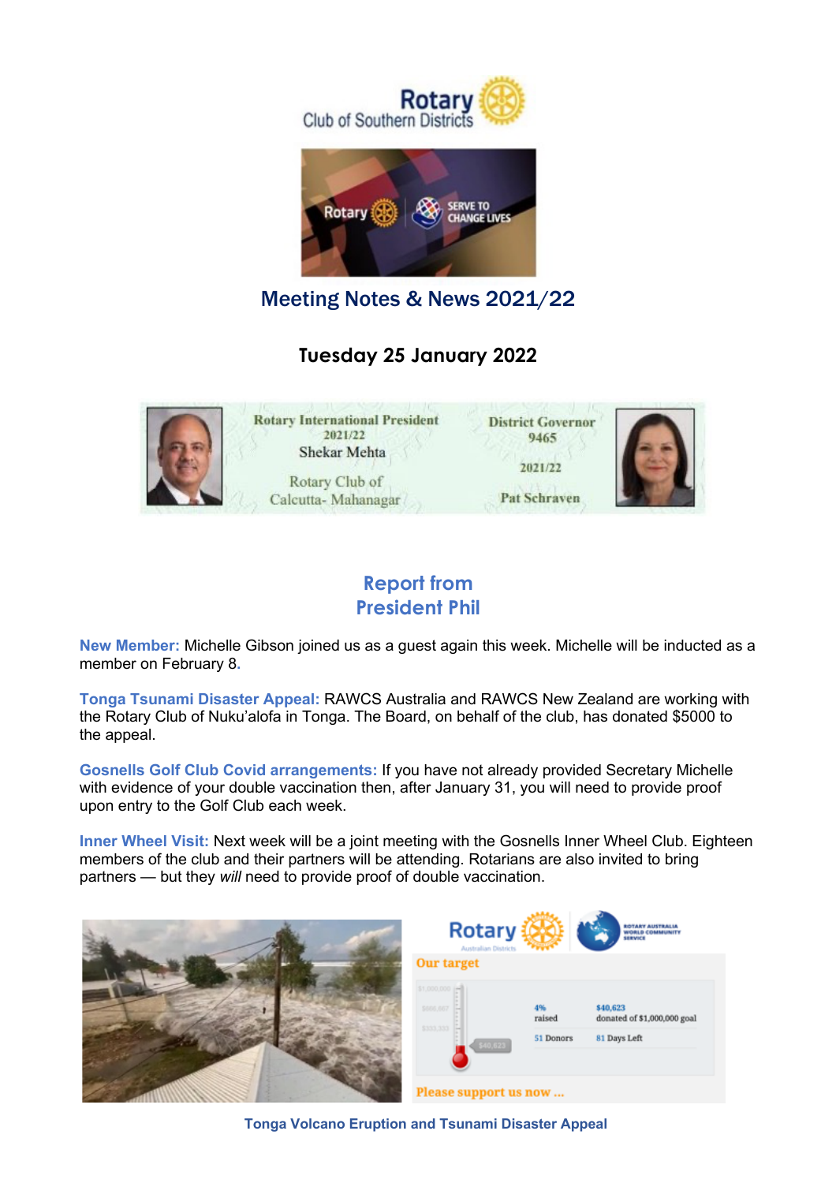# Meeting Notes & News 2021/22

## Tuesday 25 January 2022

Rotary International President 2021/22 Shekar Mehta, Rotary Club of Calcutta- Mahanagar

District Governor 9465 2021/22 Pat Schraven

## Report from President Phil

**New Member:** Michelle Gibson joined us as a guest again this week. Michelle will be inducted as a member on February 8.

**Tonga Tsunami Disaster Appeal:** RAWCS Australia and RAWCS New Zealand are working with the Rotary Club of Nuku'alofa in Tonga. The Board, on behalf of the club, has donated $5000 to the appeal.

**Gosnells Golf Club Covid arrangements:** If you have not already provided Secretary Michelle with evidence of your double vaccination then, after January 31, you will need to provide proof upon entry to the Golf Club each week.

**Inner Wheel Visit:** Next week will be a joint meeting with the Gosnells Inner Wheel Club. Eighteen members of the club and their partners will be attending. Rotarians are also invited to bring partners — but they *will* need to provide proof of double vaccination.

Our target

4% raised — $40,623 donated of $1,000,000 goal

51 Donors — 81 Days Left

Please support us now ...

Tonga Volcano Eruption and Tsunami Disaster Appeal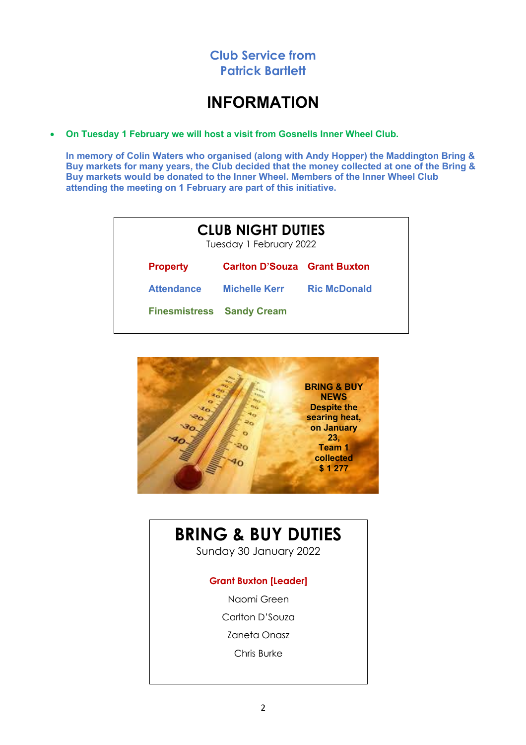## Club Service from Patrick Bartlett

# INFORMATION

- **On Tuesday 1 February we will host a visit from Gosnells Inner Wheel Club.**

  **In memory of Colin Waters who organised (along with Andy Hopper) the Maddington Bring & Buy markets for many years, the Club decided that the money collected at one of the Bring & Buy markets would be donated to the Inner Wheel. Members of the Inner Wheel Club attending the meeting on 1 February are part of this initiative.**

## CLUB NIGHT DUTIES

Tuesday 1 February 2022

| | | |
|---|---|---|
| **Property** | **Carlton D'Souza** | **Grant Buxton** |
| **Attendance** | **Michelle Kerr** | **Ric McDonald** |
| **Finesmistress** | **Sandy Cream** | |

**BRING & BUY NEWS**
**Despite the searing heat, on January 23, Team 1 collected $ 1 277**

## BRING & BUY DUTIES

Sunday 30 January 2022

**Grant Buxton [Leader]**

Naomi Green

Carlton D'Souza

Zaneta Onasz

Chris Burke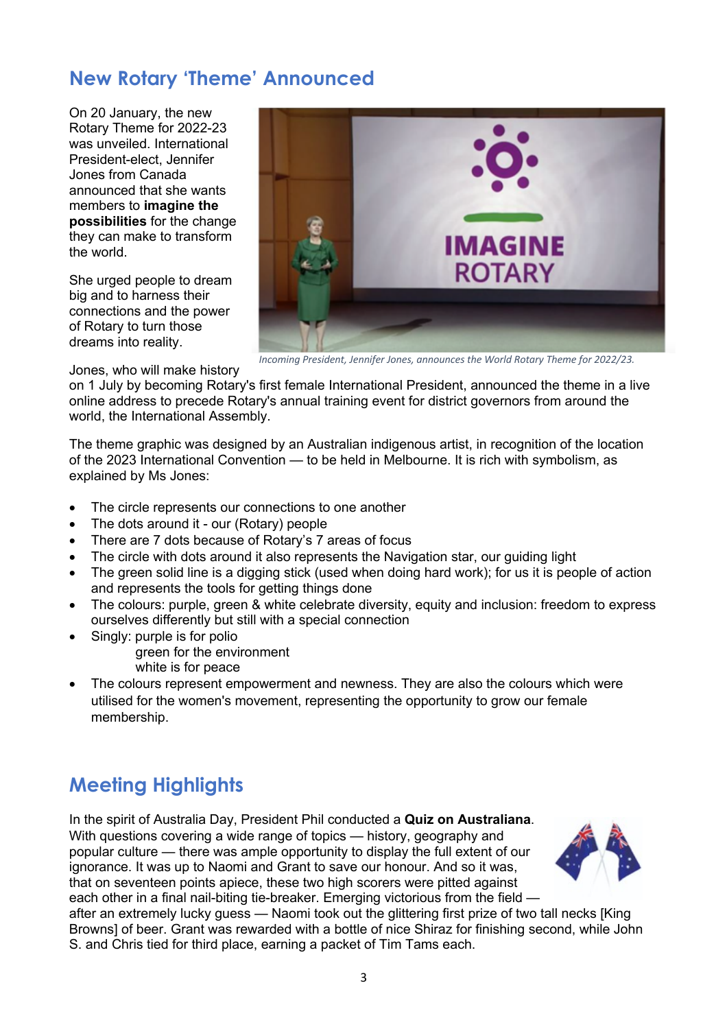## New Rotary 'Theme' Announced

On 20 January, the new Rotary Theme for 2022-23 was unveiled. International President-elect, Jennifer Jones from Canada announced that she wants members to **imagine the possibilities** for the change they can make to transform the world.

She urged people to dream big and to harness their connections and the power of Rotary to turn those dreams into reality.

*Incoming President, Jennifer Jones, announces the World Rotary Theme for 2022/23.*

Jones, who will make history on 1 July by becoming Rotary's first female International President, announced the theme in a live online address to precede Rotary's annual training event for district governors from around the world, the International Assembly.

The theme graphic was designed by an Australian indigenous artist, in recognition of the location of the 2023 International Convention — to be held in Melbourne. It is rich with symbolism, as explained by Ms Jones:

- The circle represents our connections to one another
- The dots around it - our (Rotary) people
- There are 7 dots because of Rotary's 7 areas of focus
- The circle with dots around it also represents the Navigation star, our guiding light
- The green solid line is a digging stick (used when doing hard work); for us it is people of action and represents the tools for getting things done
- The colours: purple, green & white celebrate diversity, equity and inclusion: freedom to express ourselves differently but still with a special connection
- Singly: purple is for polio
  green for the environment
  white is for peace
- The colours represent empowerment and newness. They are also the colours which were utilised for the women's movement, representing the opportunity to grow our female membership.

## Meeting Highlights

In the spirit of Australia Day, President Phil conducted a **Quiz on Australiana**. With questions covering a wide range of topics — history, geography and popular culture — there was ample opportunity to display the full extent of our ignorance. It was up to Naomi and Grant to save our honour. And so it was, that on seventeen points apiece, these two high scorers were pitted against each other in a final nail-biting tie-breaker. Emerging victorious from the field — after an extremely lucky guess — Naomi took out the glittering first prize of two tall necks [King Browns] of beer. Grant was rewarded with a bottle of nice Shiraz for finishing second, while John S. and Chris tied for third place, earning a packet of Tim Tams each.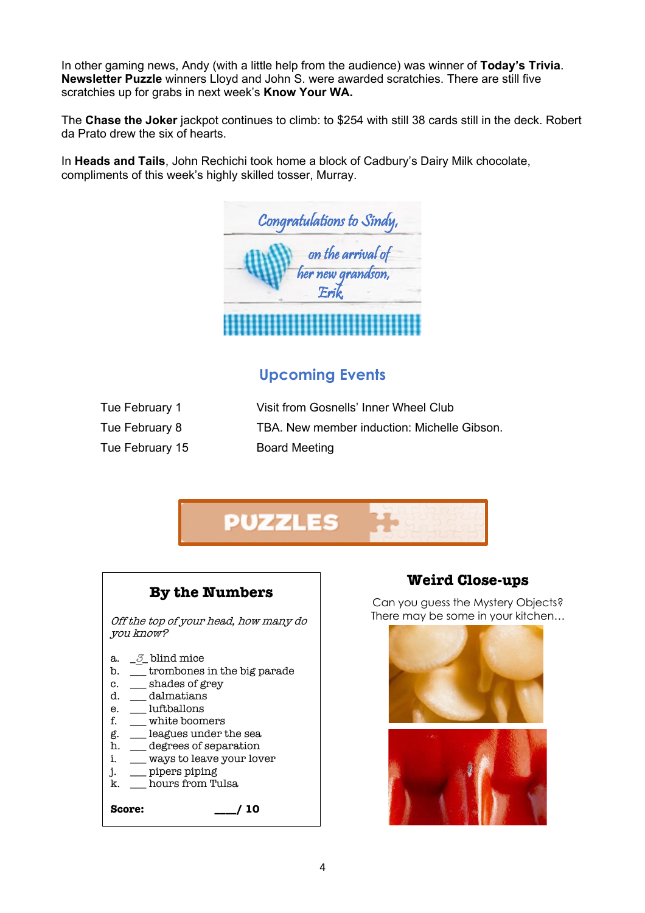In other gaming news, Andy (with a little help from the audience) was winner of **Today's Trivia**. **Newsletter Puzzle** winners Lloyd and John S. were awarded scratchies. There are still five scratchies up for grabs in next week's **Know Your WA.**

The **Chase the Joker** jackpot continues to climb: to $254 with still 38 cards still in the deck. Robert da Prato drew the six of hearts.

In **Heads and Tails**, John Rechichi took home a block of Cadbury's Dairy Milk chocolate, compliments of this week's highly skilled tosser, Murray.

*Congratulations to Sindy, on the arrival of her new grandson, Erik*

## Upcoming Events

| | |
|---|---|
| Tue February 1 | Visit from Gosnells' Inner Wheel Club |
| Tue February 8 | TBA. New member induction: Michelle Gibson. |
| Tue February 15 | Board Meeting |

# PUZZLES

### By the Numbers

*Off the top of your head, how many do you know?*

a. _3_ blind mice
b. ___ trombones in the big parade
c. ___ shades of grey
d. ___ dalmatians
e. ___ luftballons
f. ___ white boomers
g. ___ leagues under the sea
h. ___ degrees of separation
i. ___ ways to leave your lover
j. ___ pipers piping
k. ___ hours from Tulsa

**Score: ____/ 10**

### Weird Close-ups

Can you guess the Mystery Objects? There may be some in your kitchen…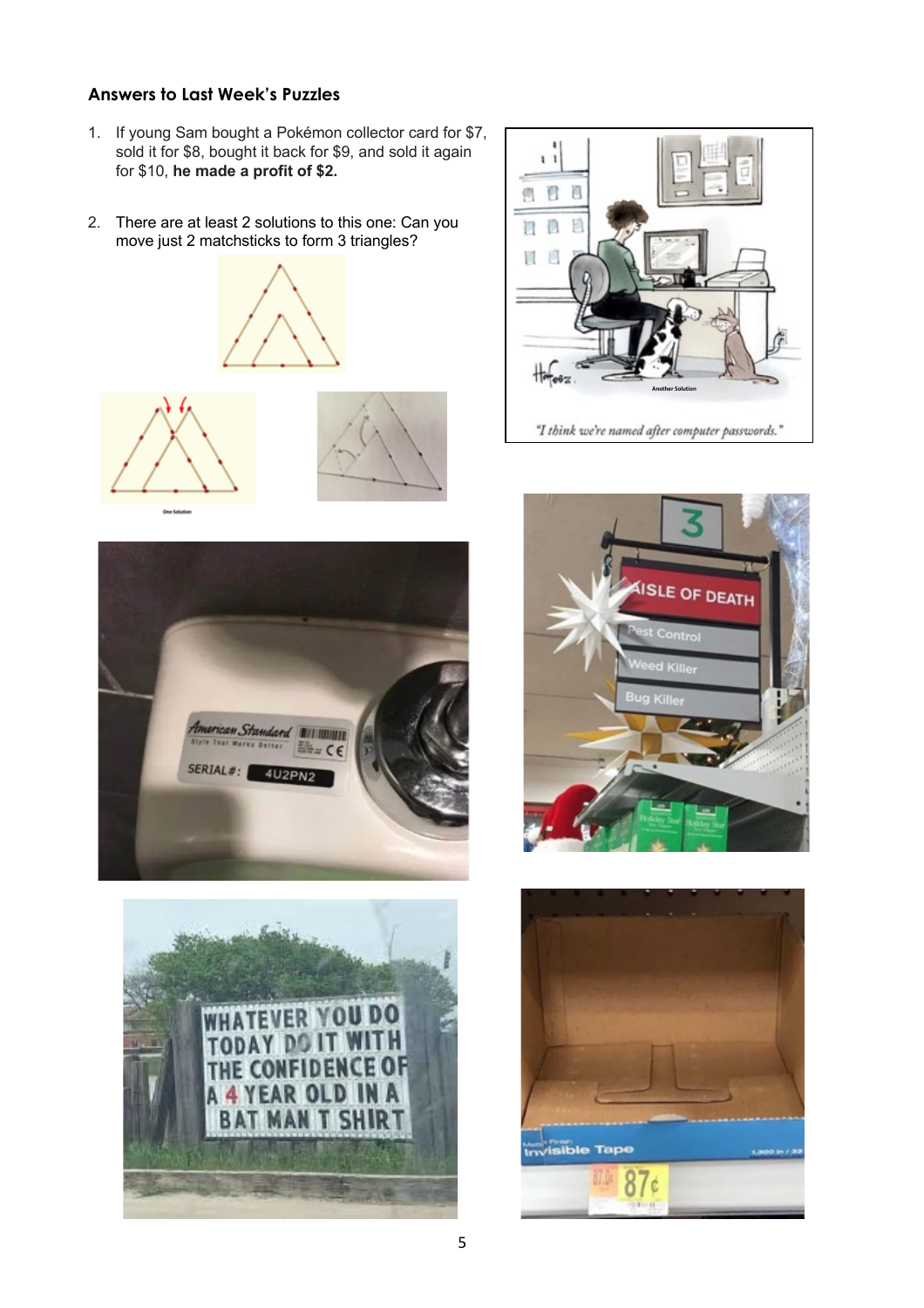### Answers to Last Week's Puzzles

1. If young Sam bought a Pokémon collector card for $7, sold it for $8, bought it back for $9, and sold it again for $10, **he made a profit of $2.**

2. There are at least 2 solutions to this one: Can you move just 2 matchsticks to form 3 triangles?

One Solution

Another Solution